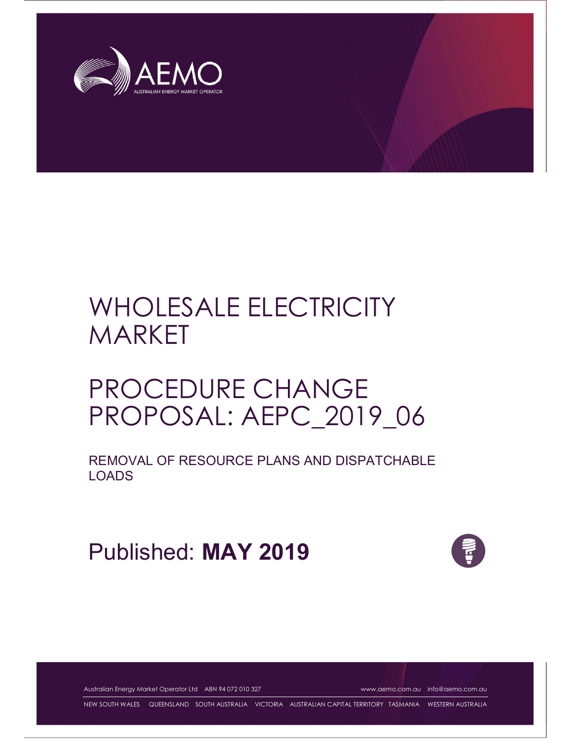# WHOLESALE ELECTRICITY MARKET

# PROCEDURE CHANGE PROPOSAL: AEPC_2019_06

## REMOVAL OF RESOURCE PLANS AND DISPATCHABLE LOADS

Published: **MAY 2019**

Australian Energy Market Operator Ltd ABN 94 072 010 327 www.aemo.com.au info@aemo.com.au

NEW SOUTH WALES QUEENSLAND SOUTH AUSTRALIA VICTORIA AUSTRALIAN CAPITAL TERRITORY TASMANIA WESTERN AUSTRALIA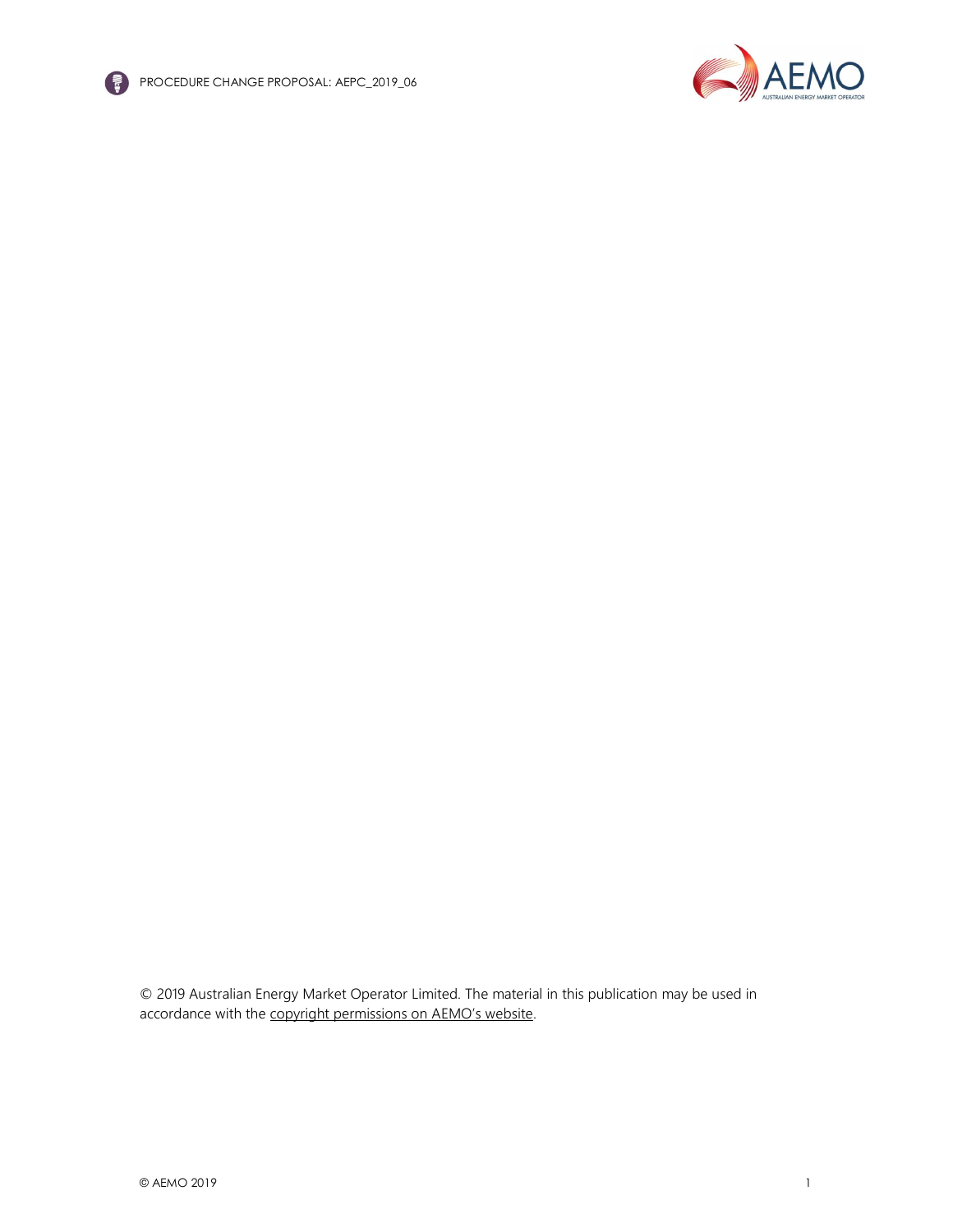© 2019 Australian Energy Market Operator Limited. The material in this publication may be used in accordance with the copyright permissions on AEMO's website.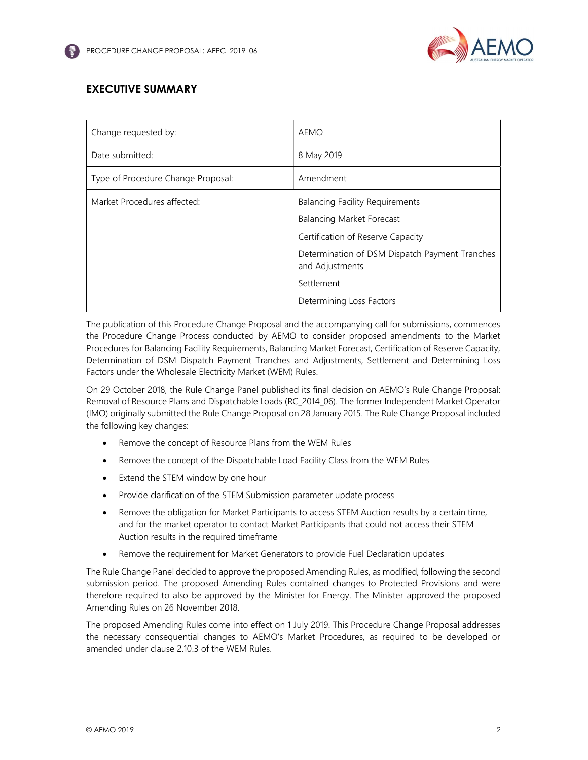## EXECUTIVE SUMMARY

| Change requested by: | AEMO |
|---|---|
| Date submitted: | 8 May 2019 |
| Type of Procedure Change Proposal: | Amendment |
| Market Procedures affected: | Balancing Facility Requirements<br>Balancing Market Forecast<br>Certification of Reserve Capacity<br>Determination of DSM Dispatch Payment Tranches and Adjustments<br>Settlement<br>Determining Loss Factors |

The publication of this Procedure Change Proposal and the accompanying call for submissions, commences the Procedure Change Process conducted by AEMO to consider proposed amendments to the Market Procedures for Balancing Facility Requirements, Balancing Market Forecast, Certification of Reserve Capacity, Determination of DSM Dispatch Payment Tranches and Adjustments, Settlement and Determining Loss Factors under the Wholesale Electricity Market (WEM) Rules.

On 29 October 2018, the Rule Change Panel published its final decision on AEMO's Rule Change Proposal: Removal of Resource Plans and Dispatchable Loads (RC_2014_06). The former Independent Market Operator (IMO) originally submitted the Rule Change Proposal on 28 January 2015. The Rule Change Proposal included the following key changes:

- Remove the concept of Resource Plans from the WEM Rules
- Remove the concept of the Dispatchable Load Facility Class from the WEM Rules
- Extend the STEM window by one hour
- Provide clarification of the STEM Submission parameter update process
- Remove the obligation for Market Participants to access STEM Auction results by a certain time, and for the market operator to contact Market Participants that could not access their STEM Auction results in the required timeframe
- Remove the requirement for Market Generators to provide Fuel Declaration updates

The Rule Change Panel decided to approve the proposed Amending Rules, as modified, following the second submission period. The proposed Amending Rules contained changes to Protected Provisions and were therefore required to also be approved by the Minister for Energy. The Minister approved the proposed Amending Rules on 26 November 2018.

The proposed Amending Rules come into effect on 1 July 2019. This Procedure Change Proposal addresses the necessary consequential changes to AEMO's Market Procedures, as required to be developed or amended under clause 2.10.3 of the WEM Rules.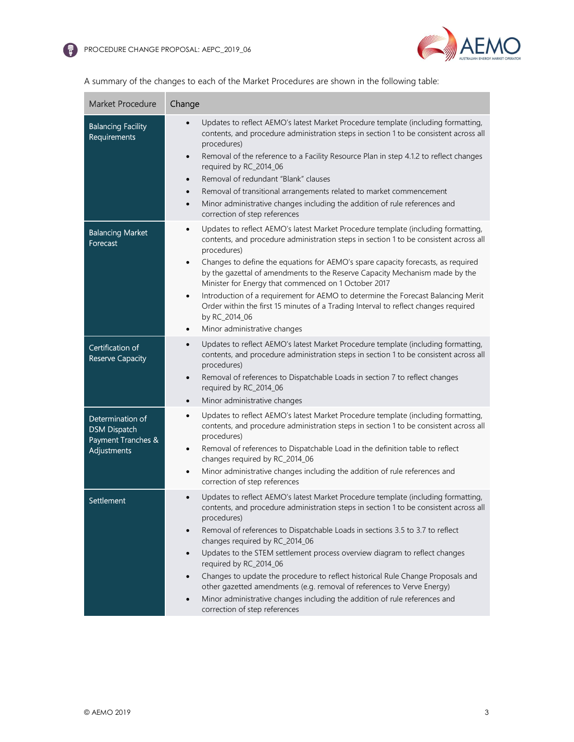A summary of the changes to each of the Market Procedures are shown in the following table:

| Market Procedure | Change |
|---|---|
| Balancing Facility Requirements | • Updates to reflect AEMO's latest Market Procedure template (including formatting, contents, and procedure administration steps in section 1 to be consistent across all procedures)<br>• Removal of the reference to a Facility Resource Plan in step 4.1.2 to reflect changes required by RC_2014_06<br>• Removal of redundant "Blank" clauses<br>• Removal of transitional arrangements related to market commencement<br>• Minor administrative changes including the addition of rule references and correction of step references |
| Balancing Market Forecast | • Updates to reflect AEMO's latest Market Procedure template (including formatting, contents, and procedure administration steps in section 1 to be consistent across all procedures)<br>• Changes to define the equations for AEMO's spare capacity forecasts, as required by the gazettal of amendments to the Reserve Capacity Mechanism made by the Minister for Energy that commenced on 1 October 2017<br>• Introduction of a requirement for AEMO to determine the Forecast Balancing Merit Order within the first 15 minutes of a Trading Interval to reflect changes required by RC_2014_06<br>• Minor administrative changes |
| Certification of Reserve Capacity | • Updates to reflect AEMO's latest Market Procedure template (including formatting, contents, and procedure administration steps in section 1 to be consistent across all procedures)<br>• Removal of references to Dispatchable Loads in section 7 to reflect changes required by RC_2014_06<br>• Minor administrative changes |
| Determination of DSM Dispatch Payment Tranches & Adjustments | • Updates to reflect AEMO's latest Market Procedure template (including formatting, contents, and procedure administration steps in section 1 to be consistent across all procedures)<br>• Removal of references to Dispatchable Load in the definition table to reflect changes required by RC_2014_06<br>• Minor administrative changes including the addition of rule references and correction of step references |
| Settlement | • Updates to reflect AEMO's latest Market Procedure template (including formatting, contents, and procedure administration steps in section 1 to be consistent across all procedures)<br>• Removal of references to Dispatchable Loads in sections 3.5 to 3.7 to reflect changes required by RC_2014_06<br>• Updates to the STEM settlement process overview diagram to reflect changes required by RC_2014_06<br>• Changes to update the procedure to reflect historical Rule Change Proposals and other gazetted amendments (e.g. removal of references to Verve Energy)<br>• Minor administrative changes including the addition of rule references and correction of step references |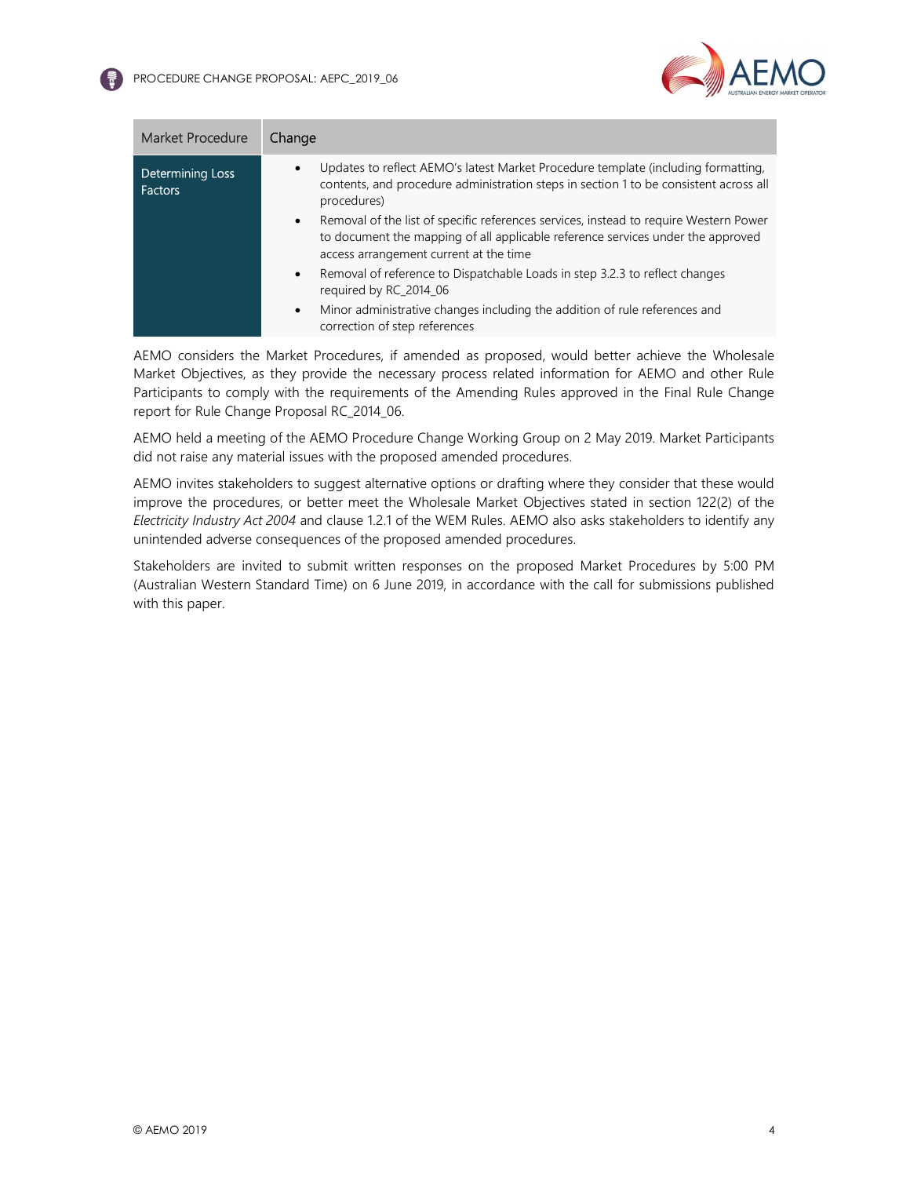| Market Procedure | Change |
|---|---|
| Determining Loss Factors | • Updates to reflect AEMO's latest Market Procedure template (including formatting, contents, and procedure administration steps in section 1 to be consistent across all procedures)<br>• Removal of the list of specific references services, instead to require Western Power to document the mapping of all applicable reference services under the approved access arrangement current at the time<br>• Removal of reference to Dispatchable Loads in step 3.2.3 to reflect changes required by RC_2014_06<br>• Minor administrative changes including the addition of rule references and correction of step references |

AEMO considers the Market Procedures, if amended as proposed, would better achieve the Wholesale Market Objectives, as they provide the necessary process related information for AEMO and other Rule Participants to comply with the requirements of the Amending Rules approved in the Final Rule Change report for Rule Change Proposal RC_2014_06.

AEMO held a meeting of the AEMO Procedure Change Working Group on 2 May 2019. Market Participants did not raise any material issues with the proposed amended procedures.

AEMO invites stakeholders to suggest alternative options or drafting where they consider that these would improve the procedures, or better meet the Wholesale Market Objectives stated in section 122(2) of the *Electricity Industry Act 2004* and clause 1.2.1 of the WEM Rules. AEMO also asks stakeholders to identify any unintended adverse consequences of the proposed amended procedures.

Stakeholders are invited to submit written responses on the proposed Market Procedures by 5:00 PM (Australian Western Standard Time) on 6 June 2019, in accordance with the call for submissions published with this paper.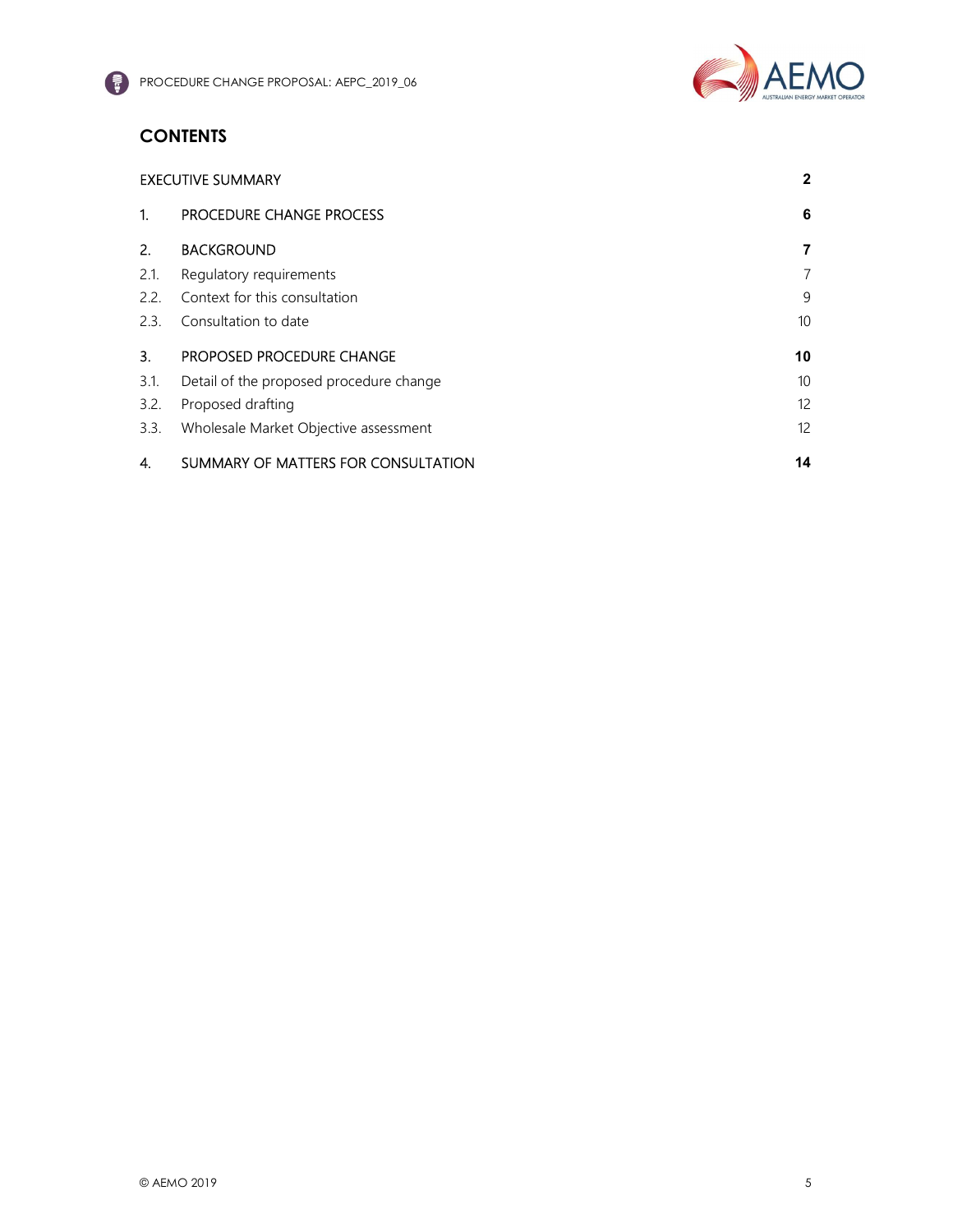## CONTENTS

| | | |
|---|---|---|
| EXECUTIVE SUMMARY | | **2** |
| 1. | PROCEDURE CHANGE PROCESS | **6** |
| 2. | BACKGROUND | **7** |
| 2.1. | Regulatory requirements | 7 |
| 2.2. | Context for this consultation | 9 |
| 2.3. | Consultation to date | 10 |
| 3. | PROPOSED PROCEDURE CHANGE | **10** |
| 3.1. | Detail of the proposed procedure change | 10 |
| 3.2. | Proposed drafting | 12 |
| 3.3. | Wholesale Market Objective assessment | 12 |
| 4. | SUMMARY OF MATTERS FOR CONSULTATION | **14** |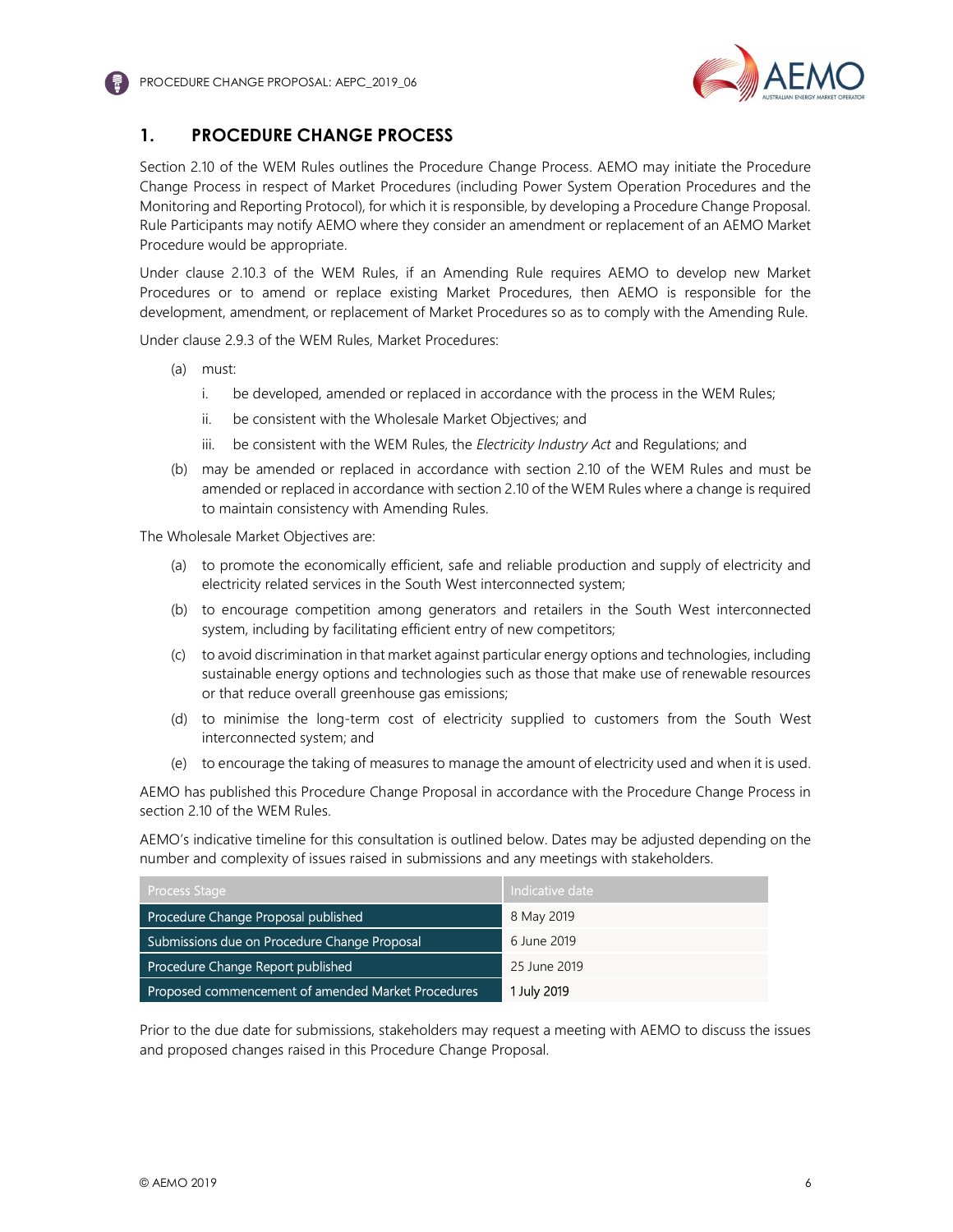# 1. PROCEDURE CHANGE PROCESS

Section 2.10 of the WEM Rules outlines the Procedure Change Process. AEMO may initiate the Procedure Change Process in respect of Market Procedures (including Power System Operation Procedures and the Monitoring and Reporting Protocol), for which it is responsible, by developing a Procedure Change Proposal. Rule Participants may notify AEMO where they consider an amendment or replacement of an AEMO Market Procedure would be appropriate.

Under clause 2.10.3 of the WEM Rules, if an Amending Rule requires AEMO to develop new Market Procedures or to amend or replace existing Market Procedures, then AEMO is responsible for the development, amendment, or replacement of Market Procedures so as to comply with the Amending Rule.

Under clause 2.9.3 of the WEM Rules, Market Procedures:

(a) must:

  i. be developed, amended or replaced in accordance with the process in the WEM Rules;

  ii. be consistent with the Wholesale Market Objectives; and

  iii. be consistent with the WEM Rules, the *Electricity Industry Act* and Regulations; and

(b) may be amended or replaced in accordance with section 2.10 of the WEM Rules and must be amended or replaced in accordance with section 2.10 of the WEM Rules where a change is required to maintain consistency with Amending Rules.

The Wholesale Market Objectives are:

(a) to promote the economically efficient, safe and reliable production and supply of electricity and electricity related services in the South West interconnected system;

(b) to encourage competition among generators and retailers in the South West interconnected system, including by facilitating efficient entry of new competitors;

(c) to avoid discrimination in that market against particular energy options and technologies, including sustainable energy options and technologies such as those that make use of renewable resources or that reduce overall greenhouse gas emissions;

(d) to minimise the long-term cost of electricity supplied to customers from the South West interconnected system; and

(e) to encourage the taking of measures to manage the amount of electricity used and when it is used.

AEMO has published this Procedure Change Proposal in accordance with the Procedure Change Process in section 2.10 of the WEM Rules.

AEMO's indicative timeline for this consultation is outlined below. Dates may be adjusted depending on the number and complexity of issues raised in submissions and any meetings with stakeholders.

| Process Stage | Indicative date |
| --- | --- |
| Procedure Change Proposal published | 8 May 2019 |
| Submissions due on Procedure Change Proposal | 6 June 2019 |
| Procedure Change Report published | 25 June 2019 |
| Proposed commencement of amended Market Procedures | 1 July 2019 |

Prior to the due date for submissions, stakeholders may request a meeting with AEMO to discuss the issues and proposed changes raised in this Procedure Change Proposal.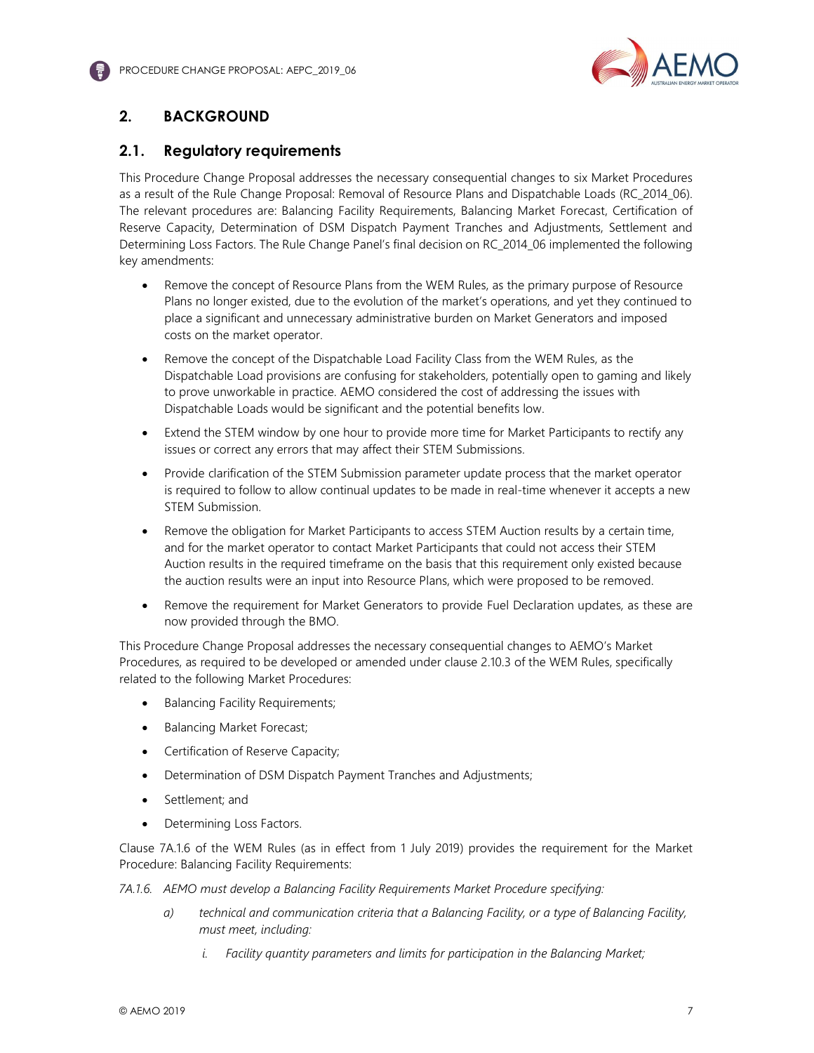## 2. BACKGROUND

### 2.1. Regulatory requirements

This Procedure Change Proposal addresses the necessary consequential changes to six Market Procedures as a result of the Rule Change Proposal: Removal of Resource Plans and Dispatchable Loads (RC_2014_06). The relevant procedures are: Balancing Facility Requirements, Balancing Market Forecast, Certification of Reserve Capacity, Determination of DSM Dispatch Payment Tranches and Adjustments, Settlement and Determining Loss Factors. The Rule Change Panel's final decision on RC_2014_06 implemented the following key amendments:

- Remove the concept of Resource Plans from the WEM Rules, as the primary purpose of Resource Plans no longer existed, due to the evolution of the market's operations, and yet they continued to place a significant and unnecessary administrative burden on Market Generators and imposed costs on the market operator.
- Remove the concept of the Dispatchable Load Facility Class from the WEM Rules, as the Dispatchable Load provisions are confusing for stakeholders, potentially open to gaming and likely to prove unworkable in practice. AEMO considered the cost of addressing the issues with Dispatchable Loads would be significant and the potential benefits low.
- Extend the STEM window by one hour to provide more time for Market Participants to rectify any issues or correct any errors that may affect their STEM Submissions.
- Provide clarification of the STEM Submission parameter update process that the market operator is required to follow to allow continual updates to be made in real-time whenever it accepts a new STEM Submission.
- Remove the obligation for Market Participants to access STEM Auction results by a certain time, and for the market operator to contact Market Participants that could not access their STEM Auction results in the required timeframe on the basis that this requirement only existed because the auction results were an input into Resource Plans, which were proposed to be removed.
- Remove the requirement for Market Generators to provide Fuel Declaration updates, as these are now provided through the BMO.

This Procedure Change Proposal addresses the necessary consequential changes to AEMO's Market Procedures, as required to be developed or amended under clause 2.10.3 of the WEM Rules, specifically related to the following Market Procedures:

- Balancing Facility Requirements;
- Balancing Market Forecast;
- Certification of Reserve Capacity;
- Determination of DSM Dispatch Payment Tranches and Adjustments;
- Settlement; and
- Determining Loss Factors.

Clause 7A.1.6 of the WEM Rules (as in effect from 1 July 2019) provides the requirement for the Market Procedure: Balancing Facility Requirements:

*7A.1.6. AEMO must develop a Balancing Facility Requirements Market Procedure specifying:*

*a) technical and communication criteria that a Balancing Facility, or a type of Balancing Facility, must meet, including:*

*i. Facility quantity parameters and limits for participation in the Balancing Market;*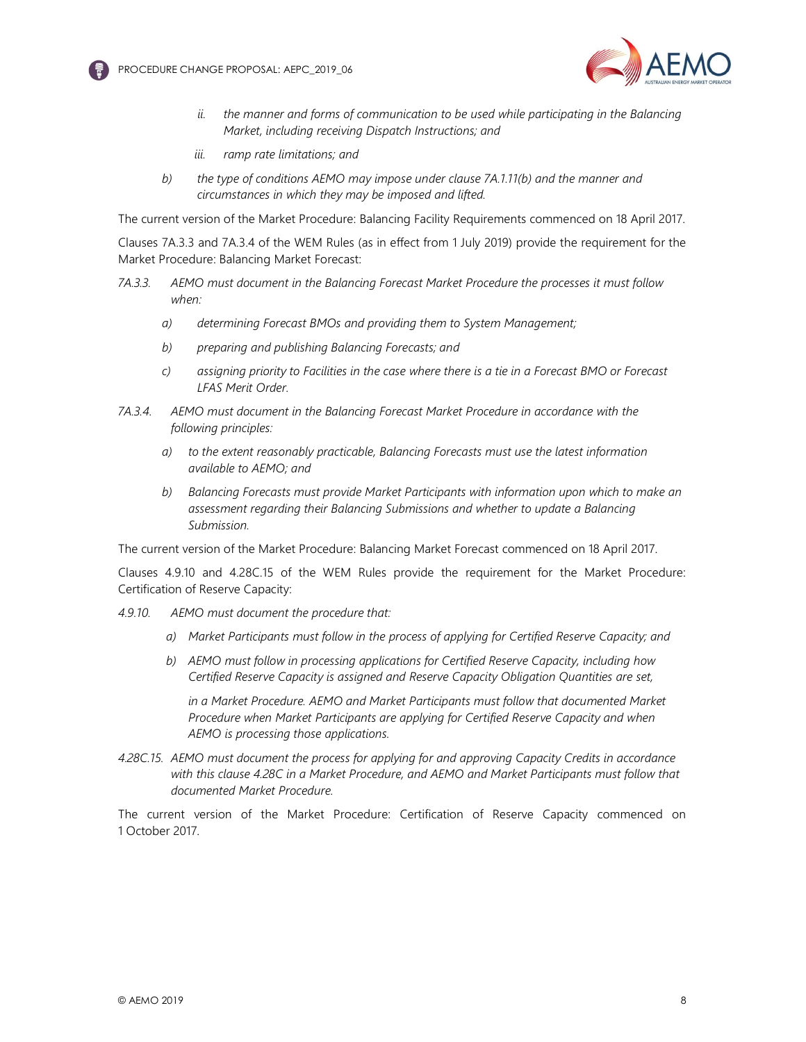ii. *the manner and forms of communication to be used while participating in the Balancing Market, including receiving Dispatch Instructions; and*

iii. *ramp rate limitations; and*

b) *the type of conditions AEMO may impose under clause 7A.1.11(b) and the manner and circumstances in which they may be imposed and lifted.*

The current version of the Market Procedure: Balancing Facility Requirements commenced on 18 April 2017.

Clauses 7A.3.3 and 7A.3.4 of the WEM Rules (as in effect from 1 July 2019) provide the requirement for the Market Procedure: Balancing Market Forecast:

*7A.3.3. AEMO must document in the Balancing Forecast Market Procedure the processes it must follow when:*

a) *determining Forecast BMOs and providing them to System Management;*

b) *preparing and publishing Balancing Forecasts; and*

c) *assigning priority to Facilities in the case where there is a tie in a Forecast BMO or Forecast LFAS Merit Order.*

*7A.3.4. AEMO must document in the Balancing Forecast Market Procedure in accordance with the following principles:*

a) *to the extent reasonably practicable, Balancing Forecasts must use the latest information available to AEMO; and*

b) *Balancing Forecasts must provide Market Participants with information upon which to make an assessment regarding their Balancing Submissions and whether to update a Balancing Submission.*

The current version of the Market Procedure: Balancing Market Forecast commenced on 18 April 2017.

Clauses 4.9.10 and 4.28C.15 of the WEM Rules provide the requirement for the Market Procedure: Certification of Reserve Capacity:

*4.9.10. AEMO must document the procedure that:*

a) *Market Participants must follow in the process of applying for Certified Reserve Capacity; and*

b) *AEMO must follow in processing applications for Certified Reserve Capacity, including how Certified Reserve Capacity is assigned and Reserve Capacity Obligation Quantities are set,*

*in a Market Procedure. AEMO and Market Participants must follow that documented Market Procedure when Market Participants are applying for Certified Reserve Capacity and when AEMO is processing those applications.*

*4.28C.15. AEMO must document the process for applying for and approving Capacity Credits in accordance with this clause 4.28C in a Market Procedure, and AEMO and Market Participants must follow that documented Market Procedure.*

The current version of the Market Procedure: Certification of Reserve Capacity commenced on 1 October 2017.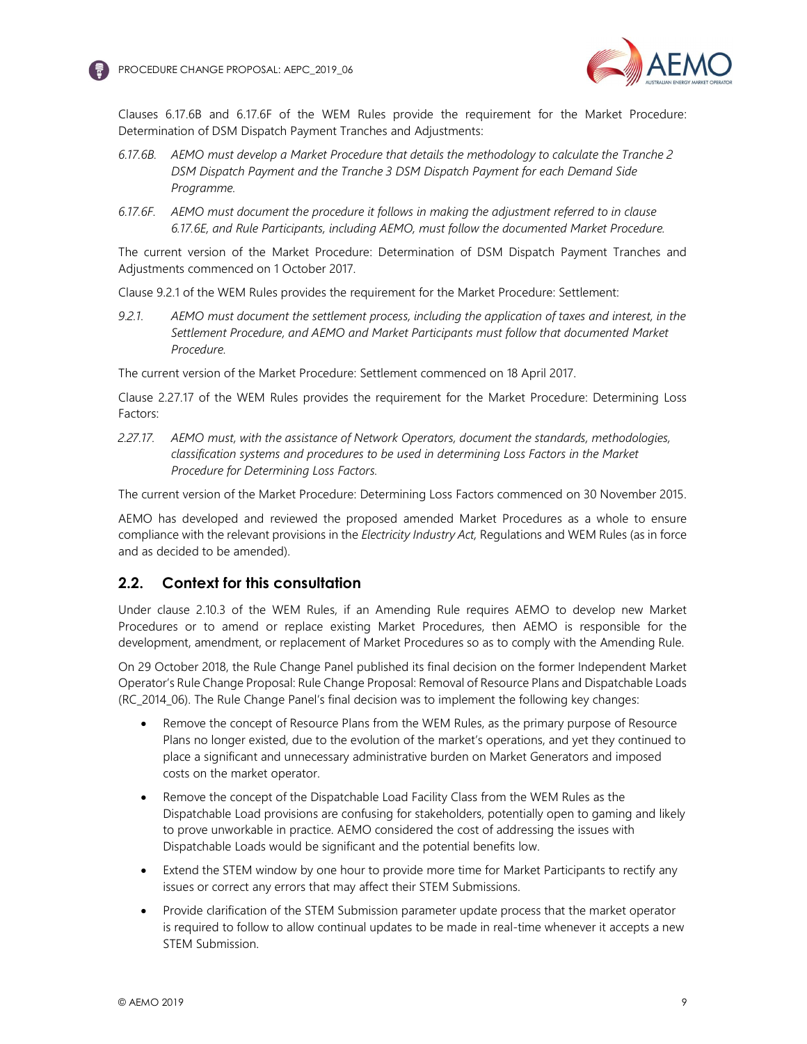Clauses 6.17.6B and 6.17.6F of the WEM Rules provide the requirement for the Market Procedure: Determination of DSM Dispatch Payment Tranches and Adjustments:

*6.17.6B. AEMO must develop a Market Procedure that details the methodology to calculate the Tranche 2 DSM Dispatch Payment and the Tranche 3 DSM Dispatch Payment for each Demand Side Programme.*

*6.17.6F. AEMO must document the procedure it follows in making the adjustment referred to in clause 6.17.6E, and Rule Participants, including AEMO, must follow the documented Market Procedure.*

The current version of the Market Procedure: Determination of DSM Dispatch Payment Tranches and Adjustments commenced on 1 October 2017.

Clause 9.2.1 of the WEM Rules provides the requirement for the Market Procedure: Settlement:

*9.2.1. AEMO must document the settlement process, including the application of taxes and interest, in the Settlement Procedure, and AEMO and Market Participants must follow that documented Market Procedure.*

The current version of the Market Procedure: Settlement commenced on 18 April 2017.

Clause 2.27.17 of the WEM Rules provides the requirement for the Market Procedure: Determining Loss Factors:

*2.27.17. AEMO must, with the assistance of Network Operators, document the standards, methodologies, classification systems and procedures to be used in determining Loss Factors in the Market Procedure for Determining Loss Factors.*

The current version of the Market Procedure: Determining Loss Factors commenced on 30 November 2015.

AEMO has developed and reviewed the proposed amended Market Procedures as a whole to ensure compliance with the relevant provisions in the *Electricity Industry Act,* Regulations and WEM Rules (as in force and as decided to be amended).

## 2.2. Context for this consultation

Under clause 2.10.3 of the WEM Rules, if an Amending Rule requires AEMO to develop new Market Procedures or to amend or replace existing Market Procedures, then AEMO is responsible for the development, amendment, or replacement of Market Procedures so as to comply with the Amending Rule.

On 29 October 2018, the Rule Change Panel published its final decision on the former Independent Market Operator's Rule Change Proposal: Rule Change Proposal: Removal of Resource Plans and Dispatchable Loads (RC_2014_06). The Rule Change Panel's final decision was to implement the following key changes:

- Remove the concept of Resource Plans from the WEM Rules, as the primary purpose of Resource Plans no longer existed, due to the evolution of the market's operations, and yet they continued to place a significant and unnecessary administrative burden on Market Generators and imposed costs on the market operator.
- Remove the concept of the Dispatchable Load Facility Class from the WEM Rules as the Dispatchable Load provisions are confusing for stakeholders, potentially open to gaming and likely to prove unworkable in practice. AEMO considered the cost of addressing the issues with Dispatchable Loads would be significant and the potential benefits low.
- Extend the STEM window by one hour to provide more time for Market Participants to rectify any issues or correct any errors that may affect their STEM Submissions.
- Provide clarification of the STEM Submission parameter update process that the market operator is required to follow to allow continual updates to be made in real-time whenever it accepts a new STEM Submission.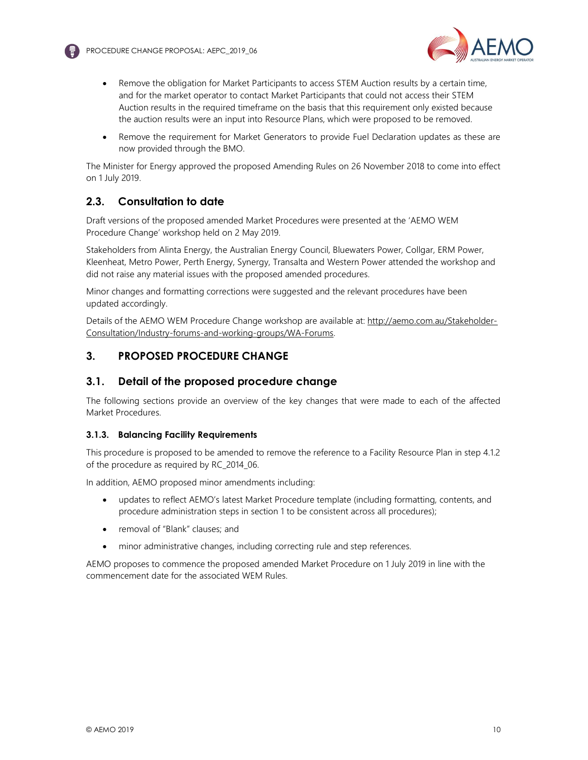- Remove the obligation for Market Participants to access STEM Auction results by a certain time, and for the market operator to contact Market Participants that could not access their STEM Auction results in the required timeframe on the basis that this requirement only existed because the auction results were an input into Resource Plans, which were proposed to be removed.
- Remove the requirement for Market Generators to provide Fuel Declaration updates as these are now provided through the BMO.

The Minister for Energy approved the proposed Amending Rules on 26 November 2018 to come into effect on 1 July 2019.

## 2.3. Consultation to date

Draft versions of the proposed amended Market Procedures were presented at the 'AEMO WEM Procedure Change' workshop held on 2 May 2019.

Stakeholders from Alinta Energy, the Australian Energy Council, Bluewaters Power, Collgar, ERM Power, Kleenheat, Metro Power, Perth Energy, Synergy, Transalta and Western Power attended the workshop and did not raise any material issues with the proposed amended procedures.

Minor changes and formatting corrections were suggested and the relevant procedures have been updated accordingly.

Details of the AEMO WEM Procedure Change workshop are available at: http://aemo.com.au/Stakeholder-Consultation/Industry-forums-and-working-groups/WA-Forums.

# 3. PROPOSED PROCEDURE CHANGE

## 3.1. Detail of the proposed procedure change

The following sections provide an overview of the key changes that were made to each of the affected Market Procedures.

### 3.1.3. Balancing Facility Requirements

This procedure is proposed to be amended to remove the reference to a Facility Resource Plan in step 4.1.2 of the procedure as required by RC_2014_06.

In addition, AEMO proposed minor amendments including:

- updates to reflect AEMO's latest Market Procedure template (including formatting, contents, and procedure administration steps in section 1 to be consistent across all procedures);
- removal of "Blank" clauses; and
- minor administrative changes, including correcting rule and step references.

AEMO proposes to commence the proposed amended Market Procedure on 1 July 2019 in line with the commencement date for the associated WEM Rules.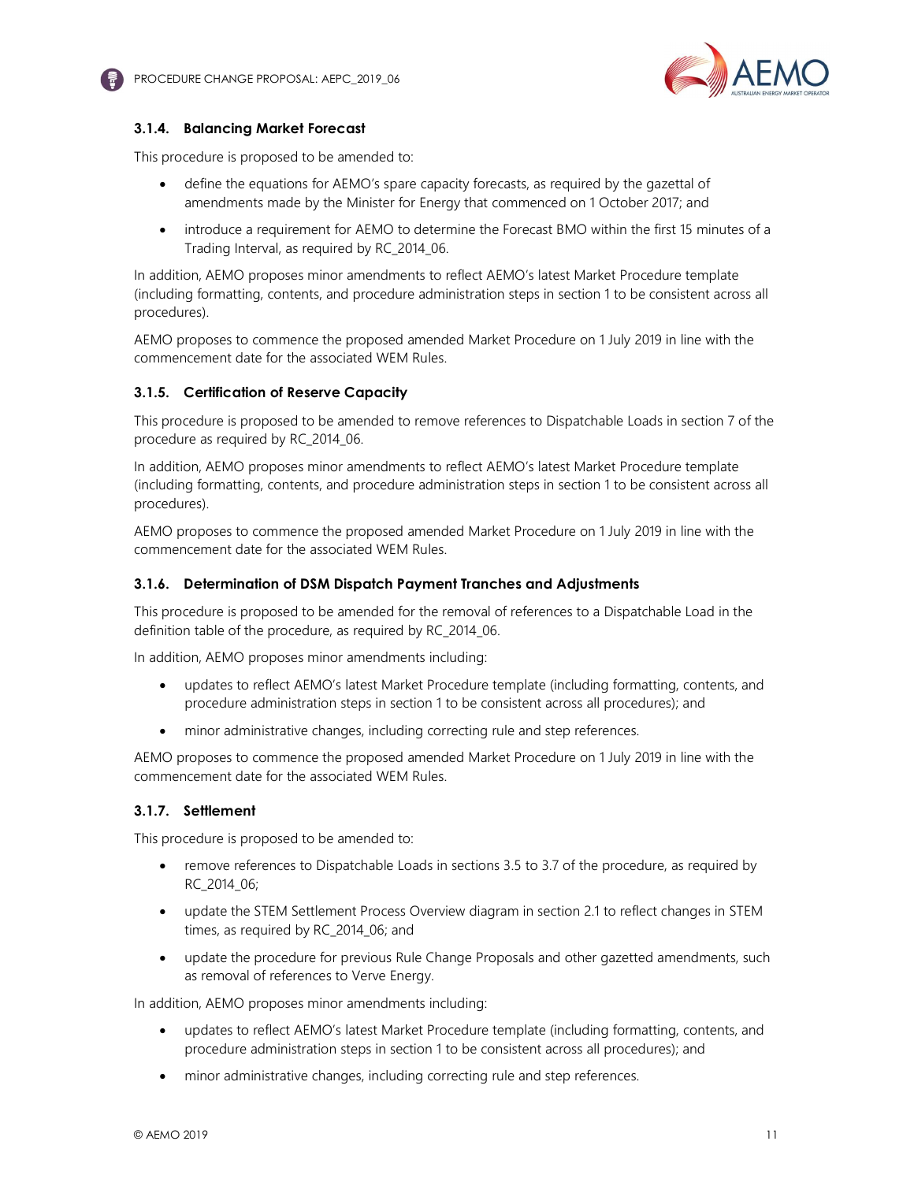### 3.1.4. Balancing Market Forecast

This procedure is proposed to be amended to:

- define the equations for AEMO's spare capacity forecasts, as required by the gazettal of amendments made by the Minister for Energy that commenced on 1 October 2017; and
- introduce a requirement for AEMO to determine the Forecast BMO within the first 15 minutes of a Trading Interval, as required by RC_2014_06.

In addition, AEMO proposes minor amendments to reflect AEMO's latest Market Procedure template (including formatting, contents, and procedure administration steps in section 1 to be consistent across all procedures).

AEMO proposes to commence the proposed amended Market Procedure on 1 July 2019 in line with the commencement date for the associated WEM Rules.

### 3.1.5. Certification of Reserve Capacity

This procedure is proposed to be amended to remove references to Dispatchable Loads in section 7 of the procedure as required by RC_2014_06.

In addition, AEMO proposes minor amendments to reflect AEMO's latest Market Procedure template (including formatting, contents, and procedure administration steps in section 1 to be consistent across all procedures).

AEMO proposes to commence the proposed amended Market Procedure on 1 July 2019 in line with the commencement date for the associated WEM Rules.

### 3.1.6. Determination of DSM Dispatch Payment Tranches and Adjustments

This procedure is proposed to be amended for the removal of references to a Dispatchable Load in the definition table of the procedure, as required by RC_2014_06.

In addition, AEMO proposes minor amendments including:

- updates to reflect AEMO's latest Market Procedure template (including formatting, contents, and procedure administration steps in section 1 to be consistent across all procedures); and
- minor administrative changes, including correcting rule and step references.

AEMO proposes to commence the proposed amended Market Procedure on 1 July 2019 in line with the commencement date for the associated WEM Rules.

### 3.1.7. Settlement

This procedure is proposed to be amended to:

- remove references to Dispatchable Loads in sections 3.5 to 3.7 of the procedure, as required by RC_2014_06;
- update the STEM Settlement Process Overview diagram in section 2.1 to reflect changes in STEM times, as required by RC_2014_06; and
- update the procedure for previous Rule Change Proposals and other gazetted amendments, such as removal of references to Verve Energy.

In addition, AEMO proposes minor amendments including:

- updates to reflect AEMO's latest Market Procedure template (including formatting, contents, and procedure administration steps in section 1 to be consistent across all procedures); and
- minor administrative changes, including correcting rule and step references.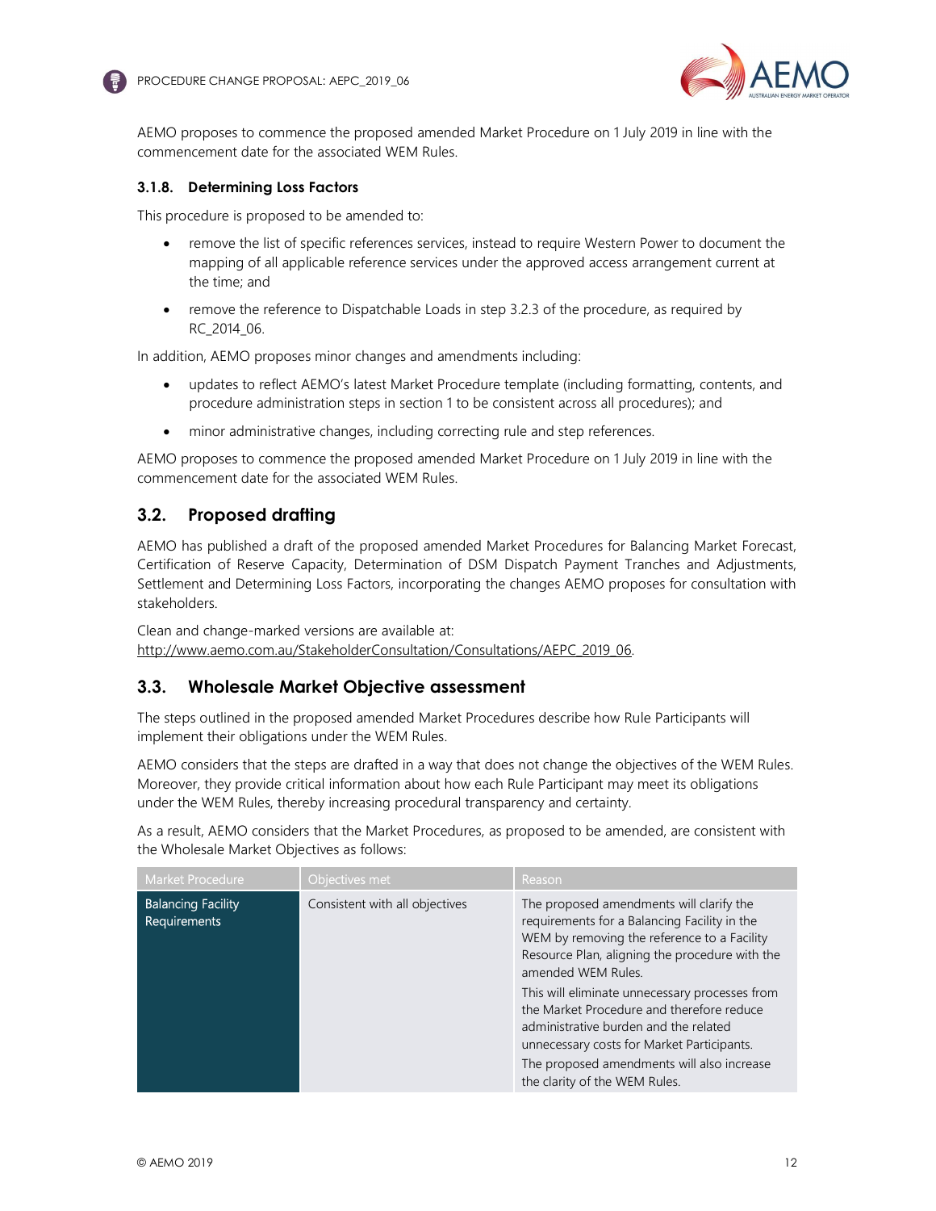AEMO proposes to commence the proposed amended Market Procedure on 1 July 2019 in line with the commencement date for the associated WEM Rules.

#### 3.1.8. Determining Loss Factors

This procedure is proposed to be amended to:

- remove the list of specific references services, instead to require Western Power to document the mapping of all applicable reference services under the approved access arrangement current at the time; and
- remove the reference to Dispatchable Loads in step 3.2.3 of the procedure, as required by RC_2014_06.

In addition, AEMO proposes minor changes and amendments including:

- updates to reflect AEMO's latest Market Procedure template (including formatting, contents, and procedure administration steps in section 1 to be consistent across all procedures); and
- minor administrative changes, including correcting rule and step references.

AEMO proposes to commence the proposed amended Market Procedure on 1 July 2019 in line with the commencement date for the associated WEM Rules.

### 3.2. Proposed drafting

AEMO has published a draft of the proposed amended Market Procedures for Balancing Market Forecast, Certification of Reserve Capacity, Determination of DSM Dispatch Payment Tranches and Adjustments, Settlement and Determining Loss Factors, incorporating the changes AEMO proposes for consultation with stakeholders.

Clean and change-marked versions are available at: http://www.aemo.com.au/StakeholderConsultation/Consultations/AEPC_2019_06.

### 3.3. Wholesale Market Objective assessment

The steps outlined in the proposed amended Market Procedures describe how Rule Participants will implement their obligations under the WEM Rules.

AEMO considers that the steps are drafted in a way that does not change the objectives of the WEM Rules. Moreover, they provide critical information about how each Rule Participant may meet its obligations under the WEM Rules, thereby increasing procedural transparency and certainty.

As a result, AEMO considers that the Market Procedures, as proposed to be amended, are consistent with the Wholesale Market Objectives as follows:

| Market Procedure | Objectives met | Reason |
| --- | --- | --- |
| Balancing Facility Requirements | Consistent with all objectives | The proposed amendments will clarify the requirements for a Balancing Facility in the WEM by removing the reference to a Facility Resource Plan, aligning the procedure with the amended WEM Rules.<br>This will eliminate unnecessary processes from the Market Procedure and therefore reduce administrative burden and the related unnecessary costs for Market Participants.<br>The proposed amendments will also increase the clarity of the WEM Rules. |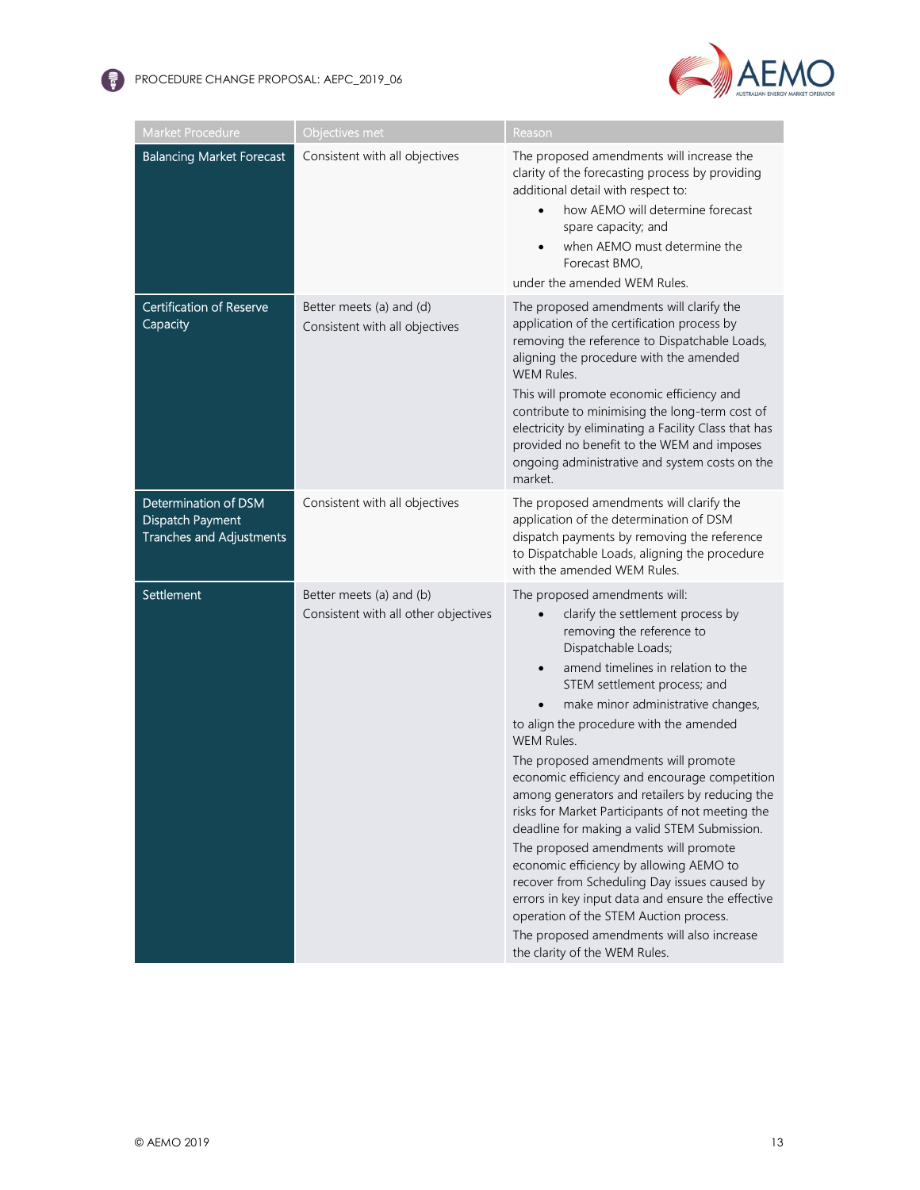| Market Procedure | Objectives met | Reason |
|---|---|---|
| Balancing Market Forecast | Consistent with all objectives | The proposed amendments will increase the clarity of the forecasting process by providing additional detail with respect to:<br>• how AEMO will determine forecast spare capacity; and<br>• when AEMO must determine the Forecast BMO,<br>under the amended WEM Rules. |
| Certification of Reserve Capacity | Better meets (a) and (d)<br>Consistent with all objectives | The proposed amendments will clarify the application of the certification process by removing the reference to Dispatchable Loads, aligning the procedure with the amended WEM Rules.<br>This will promote economic efficiency and contribute to minimising the long-term cost of electricity by eliminating a Facility Class that has provided no benefit to the WEM and imposes ongoing administrative and system costs on the market. |
| Determination of DSM Dispatch Payment Tranches and Adjustments | Consistent with all objectives | The proposed amendments will clarify the application of the determination of DSM dispatch payments by removing the reference to Dispatchable Loads, aligning the procedure with the amended WEM Rules. |
| Settlement | Better meets (a) and (b)<br>Consistent with all other objectives | The proposed amendments will:<br>• clarify the settlement process by removing the reference to Dispatchable Loads;<br>• amend timelines in relation to the STEM settlement process; and<br>• make minor administrative changes,<br>to align the procedure with the amended WEM Rules.<br>The proposed amendments will promote economic efficiency and encourage competition among generators and retailers by reducing the risks for Market Participants of not meeting the deadline for making a valid STEM Submission.<br>The proposed amendments will promote economic efficiency by allowing AEMO to recover from Scheduling Day issues caused by errors in key input data and ensure the effective operation of the STEM Auction process.<br>The proposed amendments will also increase the clarity of the WEM Rules. |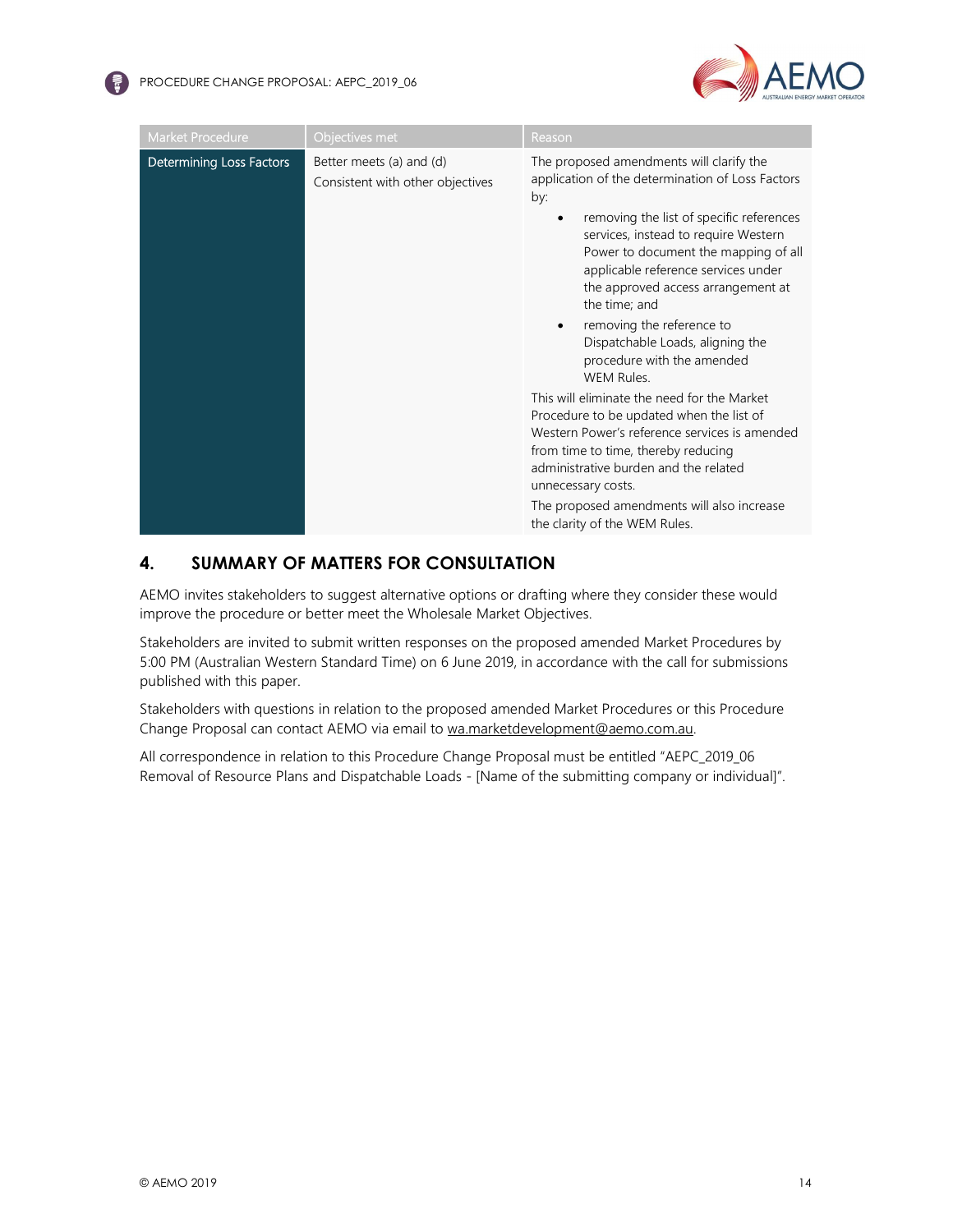| Market Procedure | Objectives met | Reason |
|---|---|---|
| Determining Loss Factors | Better meets (a) and (d)<br>Consistent with other objectives | The proposed amendments will clarify the application of the determination of Loss Factors by:<br>• removing the list of specific references services, instead to require Western Power to document the mapping of all applicable reference services under the approved access arrangement at the time; and<br>• removing the reference to Dispatchable Loads, aligning the procedure with the amended WEM Rules.<br>This will eliminate the need for the Market Procedure to be updated when the list of Western Power's reference services is amended from time to time, thereby reducing administrative burden and the related unnecessary costs.<br>The proposed amendments will also increase the clarity of the WEM Rules. |

## 4. SUMMARY OF MATTERS FOR CONSULTATION

AEMO invites stakeholders to suggest alternative options or drafting where they consider these would improve the procedure or better meet the Wholesale Market Objectives.

Stakeholders are invited to submit written responses on the proposed amended Market Procedures by 5:00 PM (Australian Western Standard Time) on 6 June 2019, in accordance with the call for submissions published with this paper.

Stakeholders with questions in relation to the proposed amended Market Procedures or this Procedure Change Proposal can contact AEMO via email to wa.marketdevelopment@aemo.com.au.

All correspondence in relation to this Procedure Change Proposal must be entitled "AEPC_2019_06 Removal of Resource Plans and Dispatchable Loads - [Name of the submitting company or individual]".